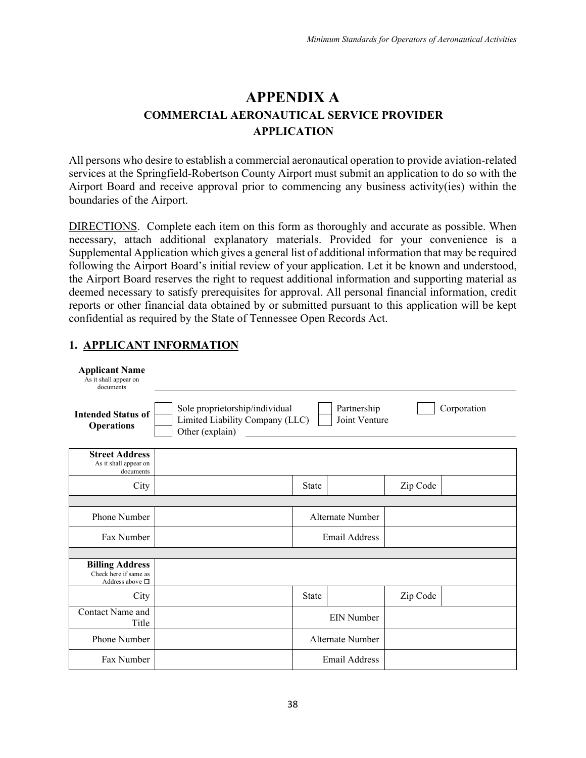# APPENDIX A

## COMMERCIAL AERONAUTICAL SERVICE PROVIDER APPLICATION

All persons who desire to establish a commercial aeronautical operation to provide aviation-related services at the Springfield-Robertson County Airport must submit an application to do so with the Airport Board and receive approval prior to commencing any business activity(ies) within the boundaries of the Airport.

DIRECTIONS. Complete each item on this form as thoroughly and accurate as possible. When necessary, attach additional explanatory materials. Provided for your convenience is a Supplemental Application which gives a general list of additional information that may be required following the Airport Board's initial review of your application. Let it be known and understood, the Airport Board reserves the right to request additional information and supporting material as deemed necessary to satisfy prerequisites for approval. All personal financial information, credit reports or other financial data obtained by or submitted pursuant to this application will be kept confidential as required by the State of Tennessee Open Records Act.

### 1. APPLICANT INFORMATION

**Applicant Name**
As it shall appear on documents ________________________________________

**Intended Status of Operations**

- ☐ Sole proprietorship/individual
- ☐ Limited Liability Company (LLC)
- ☐ Other (explain) ____________________
- ☐ Partnership
- ☐ Joint Venture
- ☐ Corporation

| **Street Address** As it shall appear on documents | | | | | |
|---|---|---|---|---|---|
| City | | State | | Zip Code | |
| | | | | | |
| Phone Number | | Alternate Number | | | |
| Fax Number | | Email Address | | | |
| | | | | | |
| **Billing Address** Check here if same as Address above ☐ | | | | | |
| City | | State | | Zip Code | |
| Contact Name and Title | | EIN Number | | | |
| Phone Number | | Alternate Number | | | |
| Fax Number | | Email Address | | | |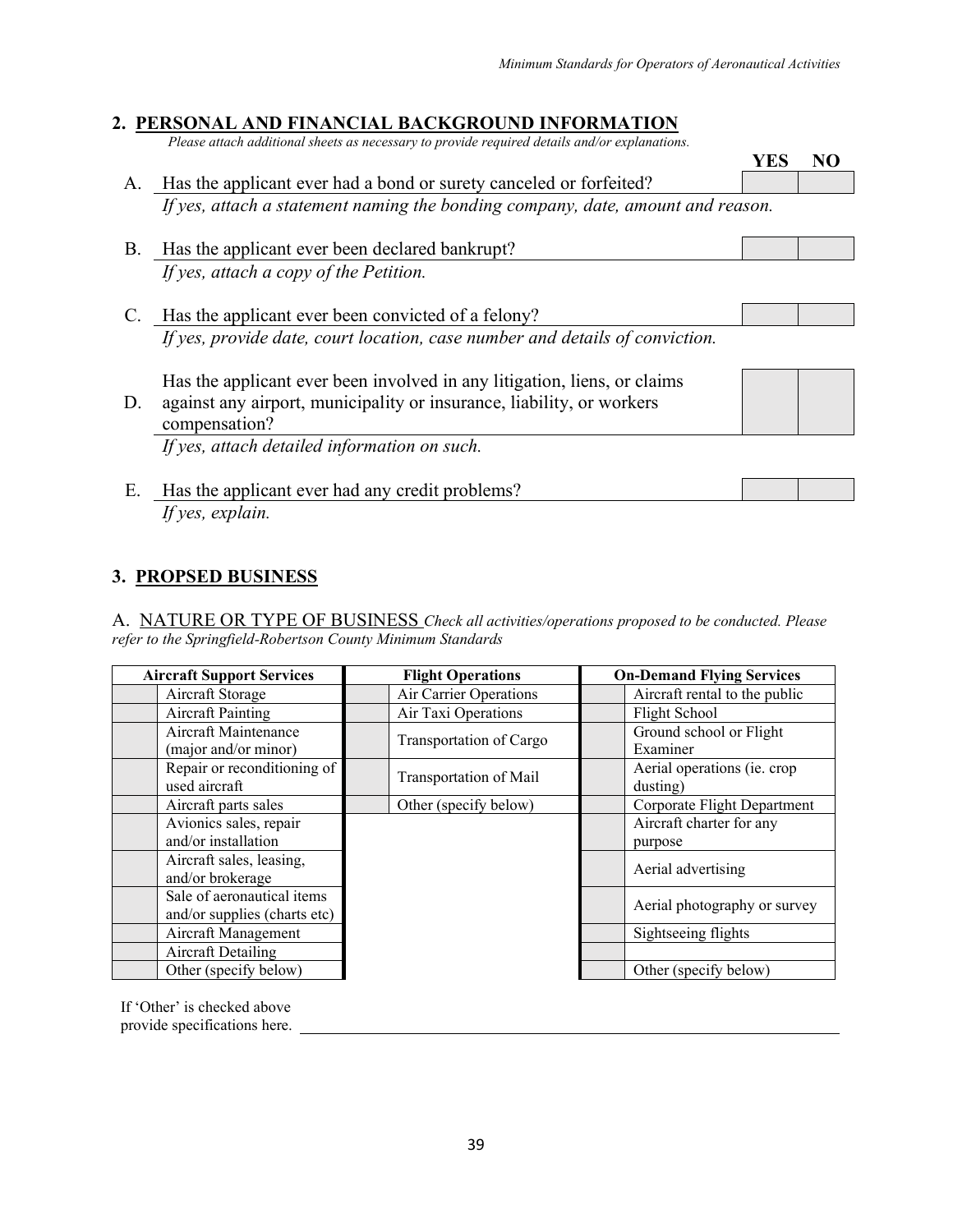## 2. PERSONAL AND FINANCIAL BACKGROUND INFORMATION

*Please attach additional sheets as necessary to provide required details and/or explanations.*

| | | YES | NO |
|---|---|---|---|
| A. | Has the applicant ever had a bond or surety canceled or forfeited?<br>*If yes, attach a statement naming the bonding company, date, amount and reason.* | | |
| B. | Has the applicant ever been declared bankrupt?<br>*If yes, attach a copy of the Petition.* | | |
| C. | Has the applicant ever been convicted of a felony?<br>*If yes, provide date, court location, case number and details of conviction.* | | |
| D. | Has the applicant ever been involved in any litigation, liens, or claims against any airport, municipality or insurance, liability, or workers compensation?<br>*If yes, attach detailed information on such.* | | |
| E. | Has the applicant ever had any credit problems?<br>*If yes, explain.* | | |

## 3. PROPSED BUSINESS

A. NATURE OR TYPE OF BUSINESS *Check all activities/operations proposed to be conducted. Please refer to the Springfield-Robertson County Minimum Standards*

| | Aircraft Support Services | | Flight Operations | | On-Demand Flying Services |
|---|---|---|---|---|---|
| | Aircraft Storage | | Air Carrier Operations | | Aircraft rental to the public |
| | Aircraft Painting | | Air Taxi Operations | | Flight School |
| | Aircraft Maintenance (major and/or minor) | | Transportation of Cargo | | Ground school or Flight Examiner |
| | Repair or reconditioning of used aircraft | | Transportation of Mail | | Aerial operations (ie. crop dusting) |
| | Aircraft parts sales | | Other (specify below) | | Corporate Flight Department |
| | Avionics sales, repair and/or installation | | | | Aircraft charter for any purpose |
| | Aircraft sales, leasing, and/or brokerage | | | | Aerial advertising |
| | Sale of aeronautical items and/or supplies (charts etc) | | | | Aerial photography or survey |
| | Aircraft Management | | | | Sightseeing flights |
| | Aircraft Detailing | | | | |
| | Other (specify below) | | | | Other (specify below) |

If 'Other' is checked above provide specifications here. \_\_\_\_\_\_\_\_\_\_\_\_\_\_\_\_\_\_\_\_\_\_\_\_\_\_\_\_\_\_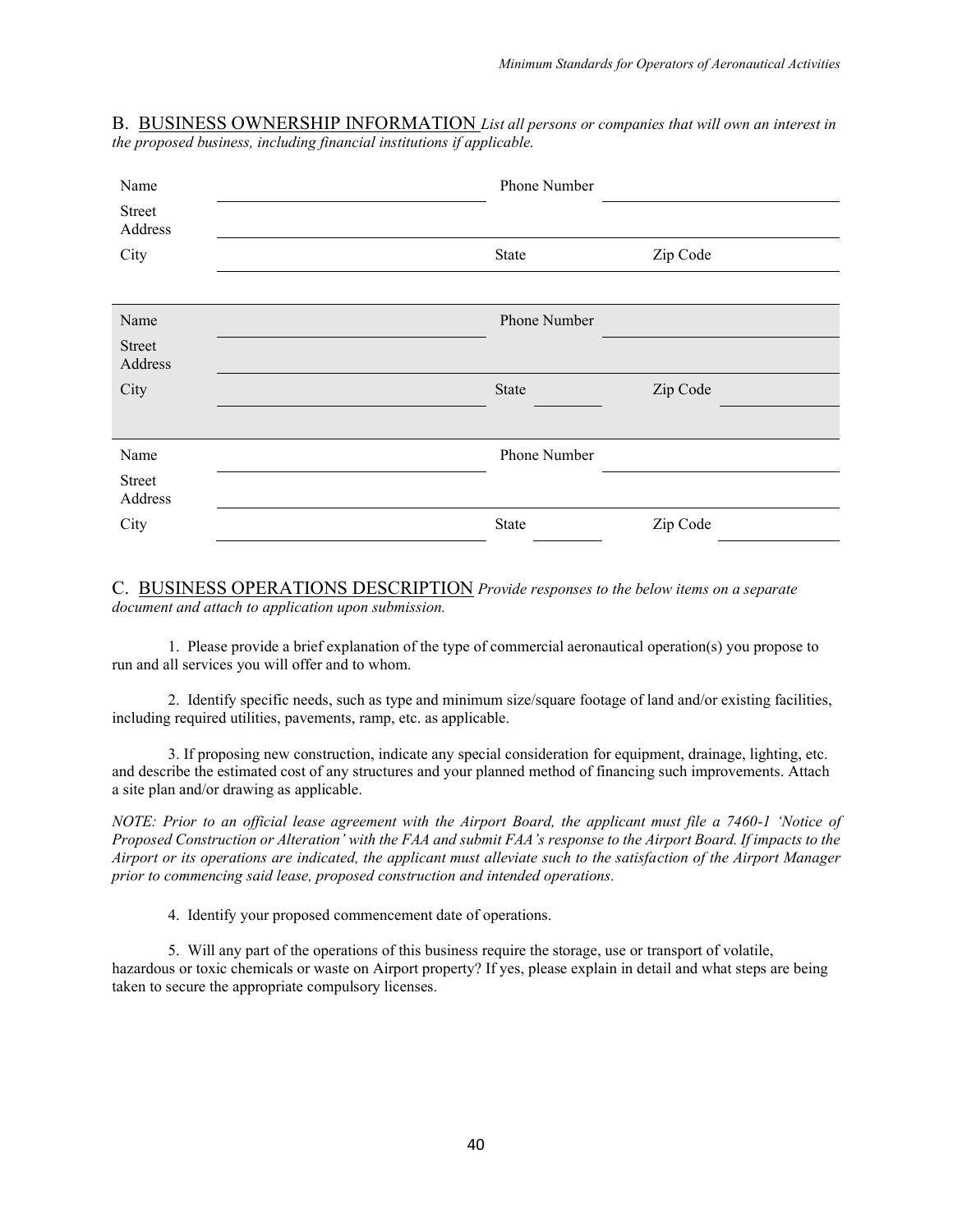## B. BUSINESS OWNERSHIP INFORMATION

*List all persons or companies that will own an interest in the proposed business, including financial institutions if applicable.*

| | | | |
|---|---|---|---|
| Name | | Phone Number | |
| Street Address | | | |
| City | | State | Zip Code |

| | | | |
|---|---|---|---|
| Name | | Phone Number | |
| Street Address | | | |
| City | | State | Zip Code |

| | | | |
|---|---|---|---|
| Name | | Phone Number | |
| Street Address | | | |
| City | | State | Zip Code |

## C. BUSINESS OPERATIONS DESCRIPTION

*Provide responses to the below items on a separate document and attach to application upon submission.*

1. Please provide a brief explanation of the type of commercial aeronautical operation(s) you propose to run and all services you will offer and to whom.

2. Identify specific needs, such as type and minimum size/square footage of land and/or existing facilities, including required utilities, pavements, ramp, etc. as applicable.

3. If proposing new construction, indicate any special consideration for equipment, drainage, lighting, etc. and describe the estimated cost of any structures and your planned method of financing such improvements. Attach a site plan and/or drawing as applicable.

*NOTE: Prior to an official lease agreement with the Airport Board, the applicant must file a 7460-1 'Notice of Proposed Construction or Alteration' with the FAA and submit FAA's response to the Airport Board. If impacts to the Airport or its operations are indicated, the applicant must alleviate such to the satisfaction of the Airport Manager prior to commencing said lease, proposed construction and intended operations.*

4. Identify your proposed commencement date of operations.

5. Will any part of the operations of this business require the storage, use or transport of volatile, hazardous or toxic chemicals or waste on Airport property? If yes, please explain in detail and what steps are being taken to secure the appropriate compulsory licenses.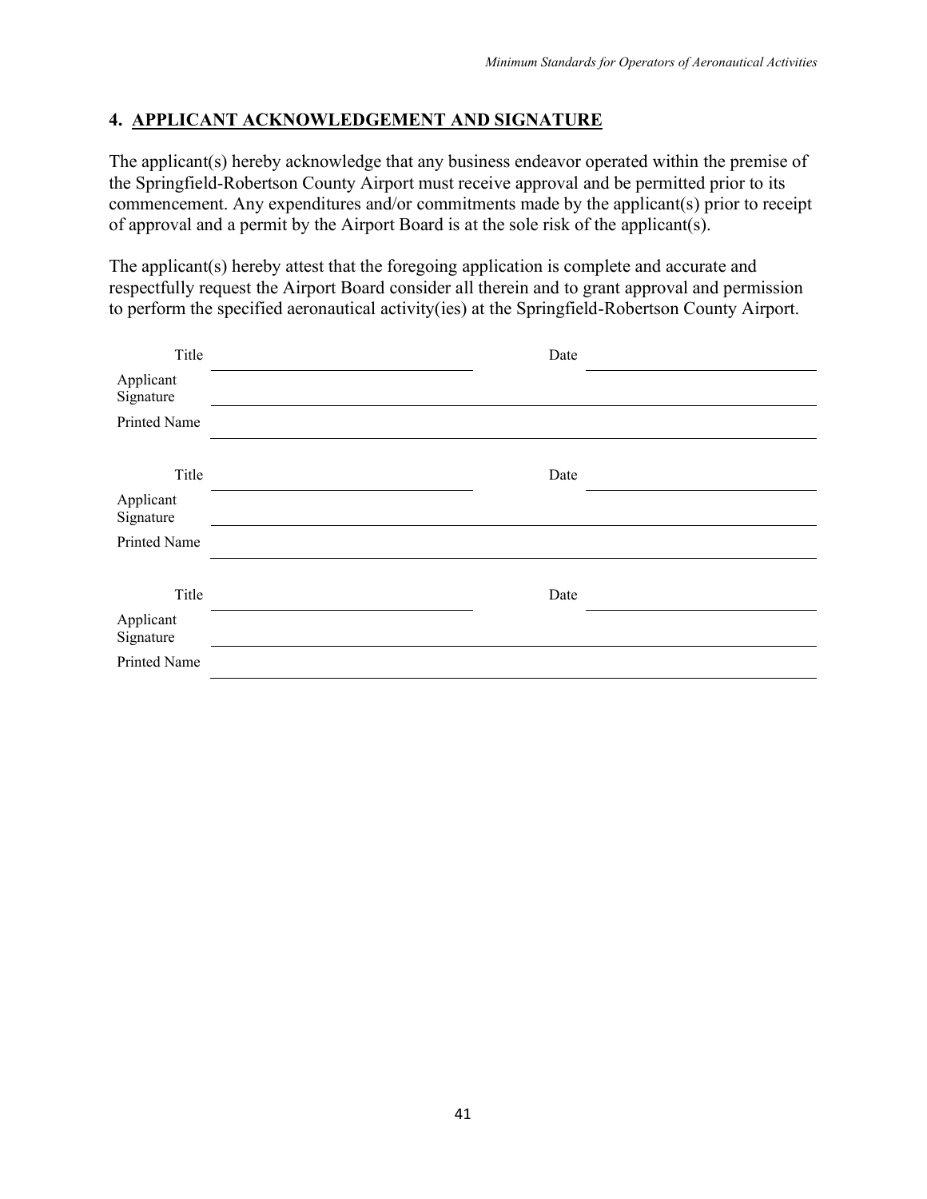## 4. APPLICANT ACKNOWLEDGEMENT AND SIGNATURE

The applicant(s) hereby acknowledge that any business endeavor operated within the premise of the Springfield-Robertson County Airport must receive approval and be permitted prior to its commencement. Any expenditures and/or commitments made by the applicant(s) prior to receipt of approval and a permit by the Airport Board is at the sole risk of the applicant(s).

The applicant(s) hereby attest that the foregoing application is complete and accurate and respectfully request the Airport Board consider all therein and to grant approval and permission to perform the specified aeronautical activity(ies) at the Springfield-Robertson County Airport.

Title ______________________________ Date ______________________________

Applicant Signature ______________________________

Printed Name ______________________________

Title ______________________________ Date ______________________________

Applicant Signature ______________________________

Printed Name ______________________________

Title ______________________________ Date ______________________________

Applicant Signature ______________________________

Printed Name ______________________________